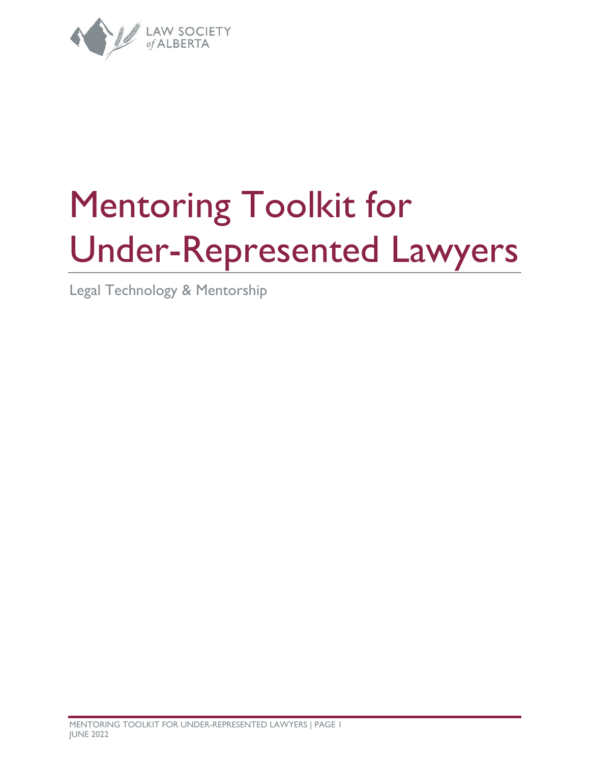LAW SOCIETY of ALBERTA

# Mentoring Toolkit for Under-Represented Lawyers

Legal Technology & Mentorship

JUNE 2022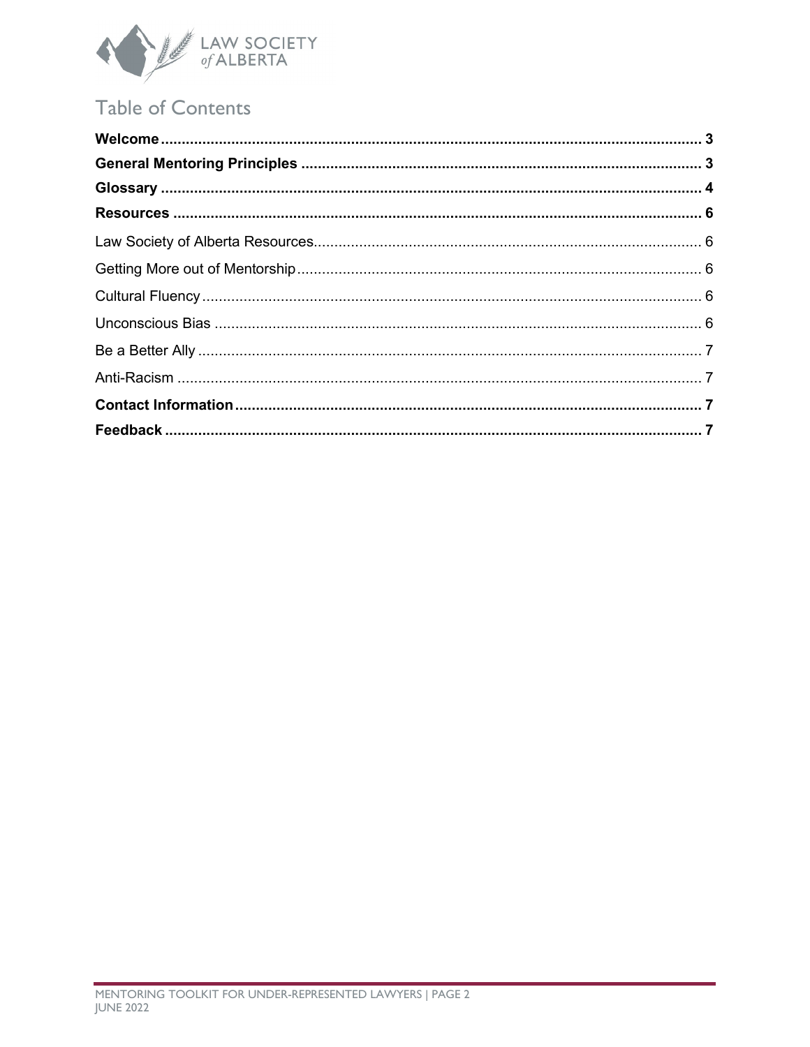# Table of Contents

**Welcome** .......... **3**

**General Mentoring Principles** .......... **3**

**Glossary** .......... **4**

**Resources** .......... **6**

Law Society of Alberta Resources .......... 6

Getting More out of Mentorship .......... 6

Cultural Fluency .......... 6

Unconscious Bias .......... 6

Be a Better Ally .......... 7

Anti-Racism .......... 7

**Contact Information** .......... **7**

**Feedback** .......... **7**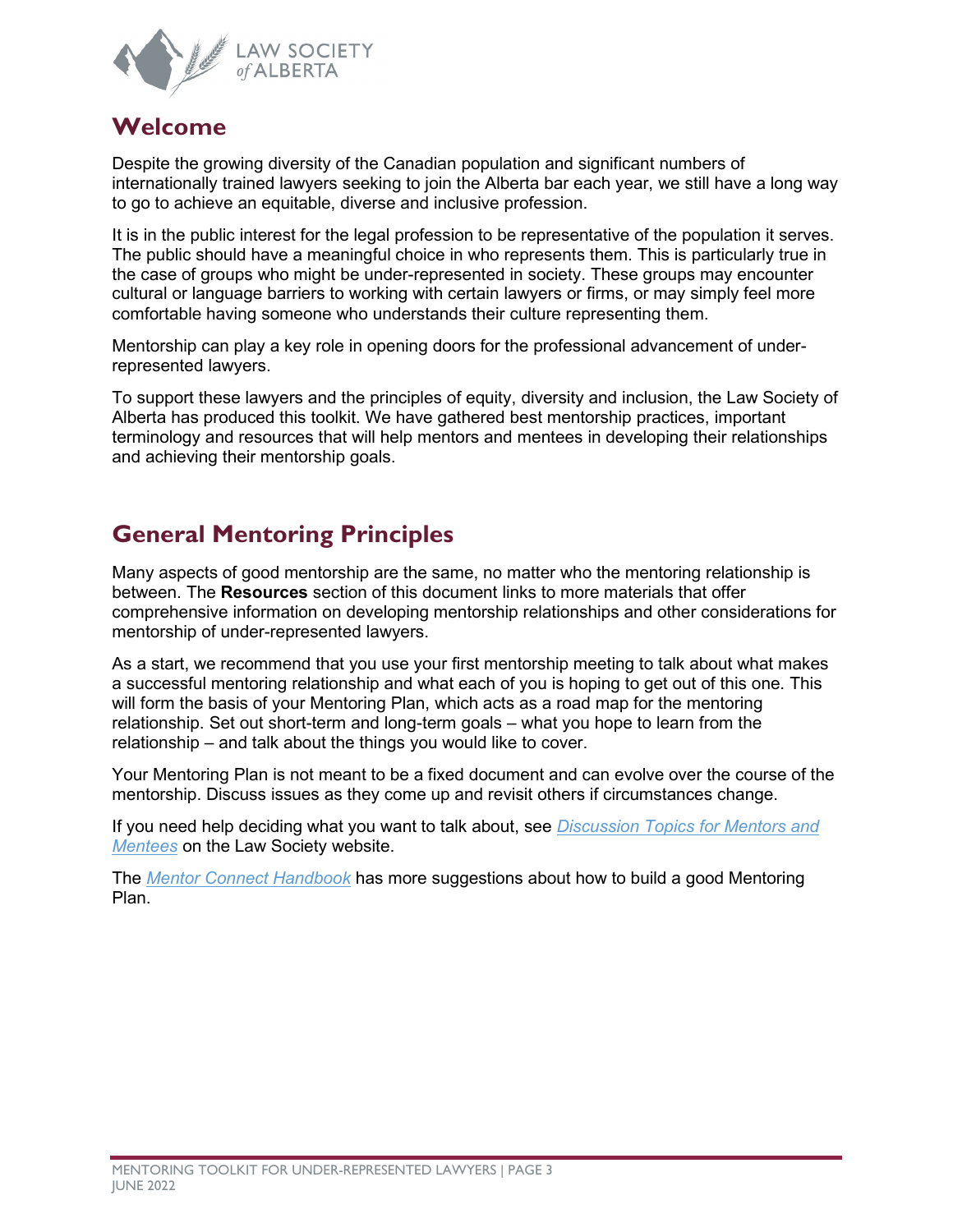## Welcome

Despite the growing diversity of the Canadian population and significant numbers of internationally trained lawyers seeking to join the Alberta bar each year, we still have a long way to go to achieve an equitable, diverse and inclusive profession.

It is in the public interest for the legal profession to be representative of the population it serves. The public should have a meaningful choice in who represents them. This is particularly true in the case of groups who might be under-represented in society. These groups may encounter cultural or language barriers to working with certain lawyers or firms, or may simply feel more comfortable having someone who understands their culture representing them.

Mentorship can play a key role in opening doors for the professional advancement of under-represented lawyers.

To support these lawyers and the principles of equity, diversity and inclusion, the Law Society of Alberta has produced this toolkit. We have gathered best mentorship practices, important terminology and resources that will help mentors and mentees in developing their relationships and achieving their mentorship goals.

## General Mentoring Principles

Many aspects of good mentorship are the same, no matter who the mentoring relationship is between. The **Resources** section of this document links to more materials that offer comprehensive information on developing mentorship relationships and other considerations for mentorship of under-represented lawyers.

As a start, we recommend that you use your first mentorship meeting to talk about what makes a successful mentoring relationship and what each of you is hoping to get out of this one. This will form the basis of your Mentoring Plan, which acts as a road map for the mentoring relationship. Set out short-term and long-term goals – what you hope to learn from the relationship – and talk about the things you would like to cover.

Your Mentoring Plan is not meant to be a fixed document and can evolve over the course of the mentorship. Discuss issues as they come up and revisit others if circumstances change.

If you need help deciding what you want to talk about, see *Discussion Topics for Mentors and Mentees* on the Law Society website.

The *Mentor Connect Handbook* has more suggestions about how to build a good Mentoring Plan.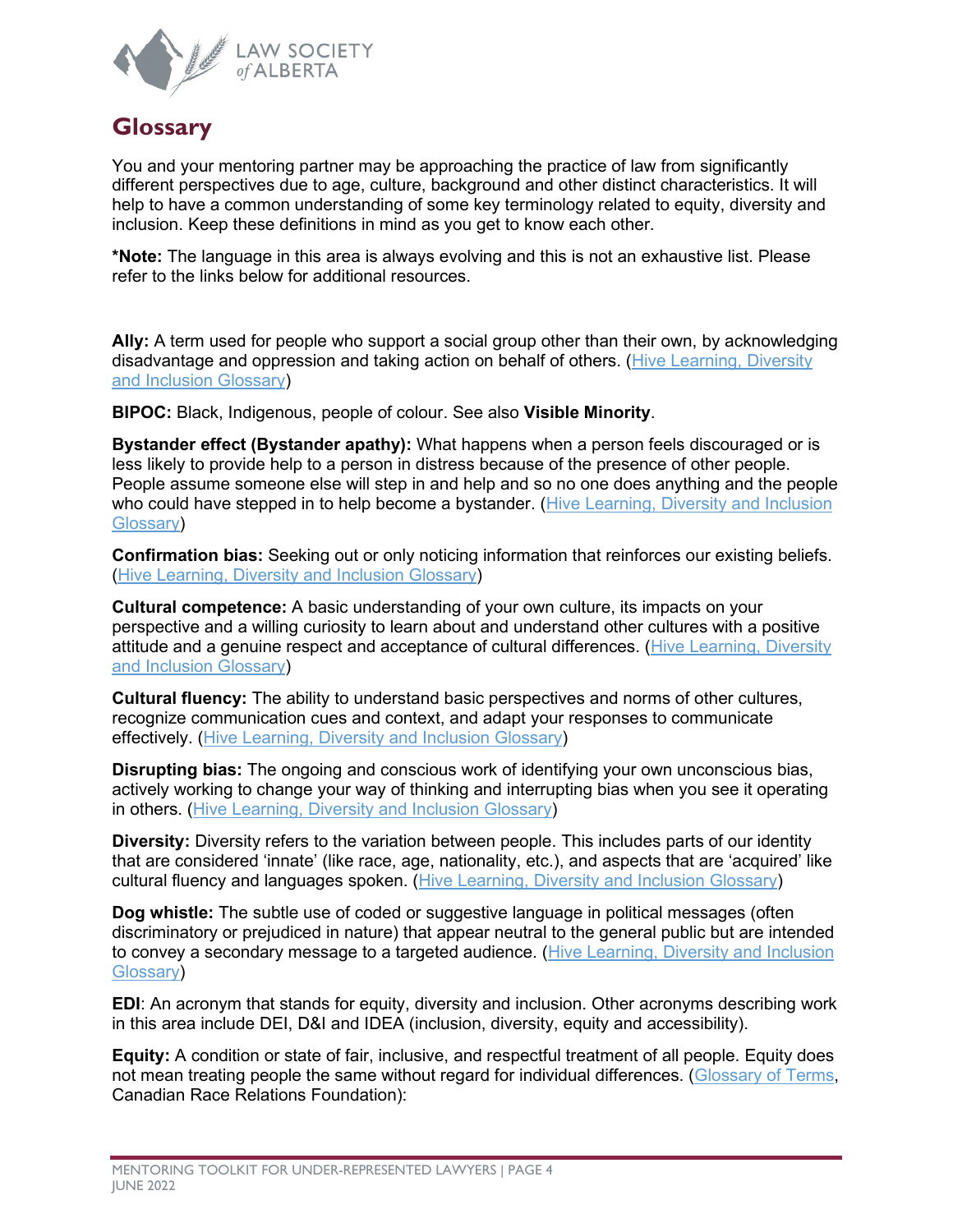## Glossary

You and your mentoring partner may be approaching the practice of law from significantly different perspectives due to age, culture, background and other distinct characteristics. It will help to have a common understanding of some key terminology related to equity, diversity and inclusion. Keep these definitions in mind as you get to know each other.

***Note:** The language in this area is always evolving and this is not an exhaustive list. Please refer to the links below for additional resources.

**Ally:** A term used for people who support a social group other than their own, by acknowledging disadvantage and oppression and taking action on behalf of others. (Hive Learning, Diversity and Inclusion Glossary)

**BIPOC:** Black, Indigenous, people of colour. See also **Visible Minority**.

**Bystander effect (Bystander apathy):** What happens when a person feels discouraged or is less likely to provide help to a person in distress because of the presence of other people. People assume someone else will step in and help and so no one does anything and the people who could have stepped in to help become a bystander. (Hive Learning, Diversity and Inclusion Glossary)

**Confirmation bias:** Seeking out or only noticing information that reinforces our existing beliefs. (Hive Learning, Diversity and Inclusion Glossary)

**Cultural competence:** A basic understanding of your own culture, its impacts on your perspective and a willing curiosity to learn about and understand other cultures with a positive attitude and a genuine respect and acceptance of cultural differences. (Hive Learning, Diversity and Inclusion Glossary)

**Cultural fluency:** The ability to understand basic perspectives and norms of other cultures, recognize communication cues and context, and adapt your responses to communicate effectively. (Hive Learning, Diversity and Inclusion Glossary)

**Disrupting bias:** The ongoing and conscious work of identifying your own unconscious bias, actively working to change your way of thinking and interrupting bias when you see it operating in others. (Hive Learning, Diversity and Inclusion Glossary)

**Diversity:** Diversity refers to the variation between people. This includes parts of our identity that are considered 'innate' (like race, age, nationality, etc.), and aspects that are 'acquired' like cultural fluency and languages spoken. (Hive Learning, Diversity and Inclusion Glossary)

**Dog whistle:** The subtle use of coded or suggestive language in political messages (often discriminatory or prejudiced in nature) that appear neutral to the general public but are intended to convey a secondary message to a targeted audience. (Hive Learning, Diversity and Inclusion Glossary)

**EDI**: An acronym that stands for equity, diversity and inclusion. Other acronyms describing work in this area include DEI, D&I and IDEA (inclusion, diversity, equity and accessibility).

**Equity:** A condition or state of fair, inclusive, and respectful treatment of all people. Equity does not mean treating people the same without regard for individual differences. (Glossary of Terms, Canadian Race Relations Foundation):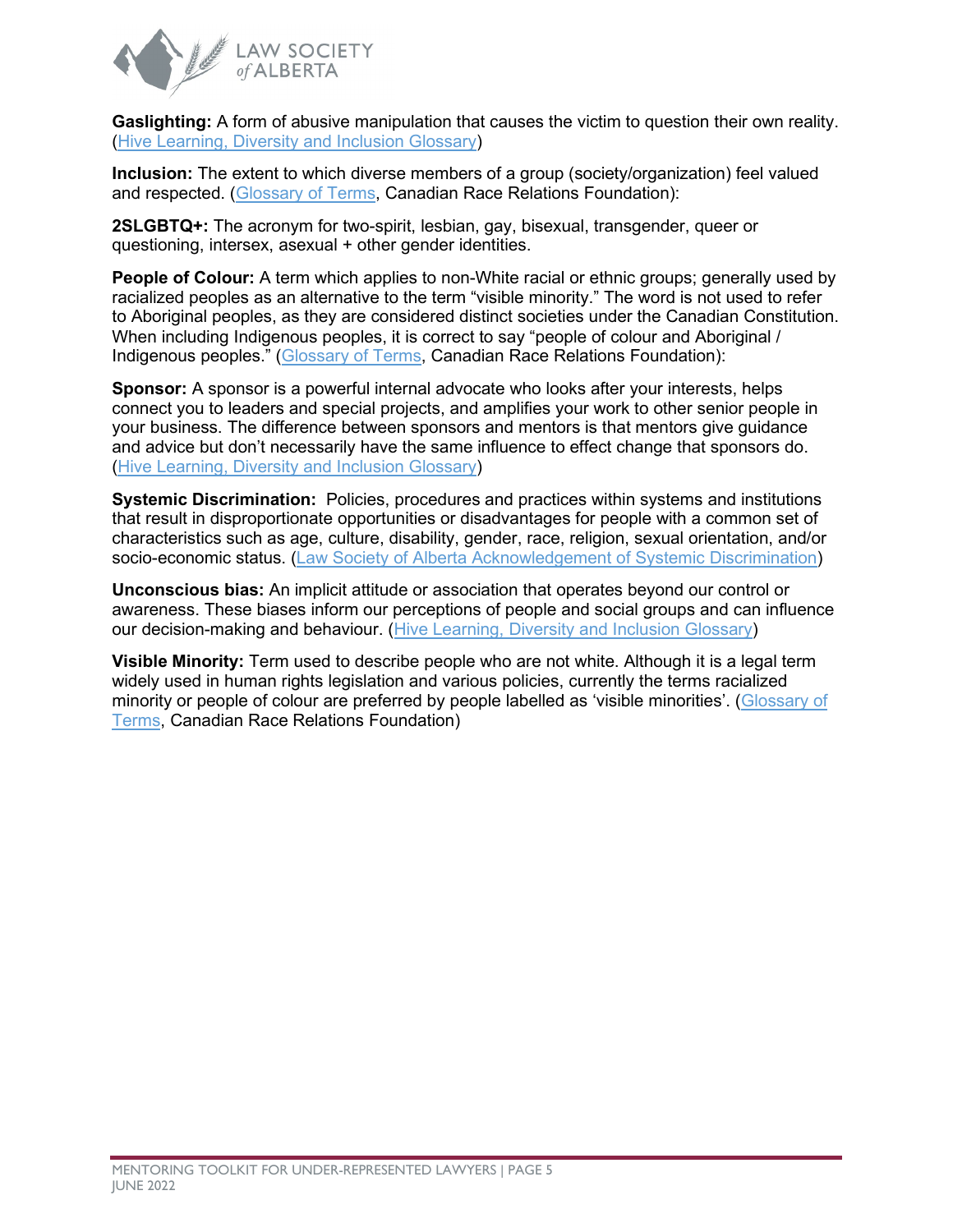**Gaslighting:** A form of abusive manipulation that causes the victim to question their own reality. (Hive Learning, Diversity and Inclusion Glossary)

**Inclusion:** The extent to which diverse members of a group (society/organization) feel valued and respected. (Glossary of Terms, Canadian Race Relations Foundation):

**2SLGBTQ+:** The acronym for two-spirit, lesbian, gay, bisexual, transgender, queer or questioning, intersex, asexual + other gender identities.

**People of Colour:** A term which applies to non-White racial or ethnic groups; generally used by racialized peoples as an alternative to the term "visible minority." The word is not used to refer to Aboriginal peoples, as they are considered distinct societies under the Canadian Constitution. When including Indigenous peoples, it is correct to say "people of colour and Aboriginal / Indigenous peoples." (Glossary of Terms, Canadian Race Relations Foundation):

**Sponsor:** A sponsor is a powerful internal advocate who looks after your interests, helps connect you to leaders and special projects, and amplifies your work to other senior people in your business. The difference between sponsors and mentors is that mentors give guidance and advice but don't necessarily have the same influence to effect change that sponsors do. (Hive Learning, Diversity and Inclusion Glossary)

**Systemic Discrimination:** Policies, procedures and practices within systems and institutions that result in disproportionate opportunities or disadvantages for people with a common set of characteristics such as age, culture, disability, gender, race, religion, sexual orientation, and/or socio-economic status. (Law Society of Alberta Acknowledgement of Systemic Discrimination)

**Unconscious bias:** An implicit attitude or association that operates beyond our control or awareness. These biases inform our perceptions of people and social groups and can influence our decision-making and behaviour. (Hive Learning, Diversity and Inclusion Glossary)

**Visible Minority:** Term used to describe people who are not white. Although it is a legal term widely used in human rights legislation and various policies, currently the terms racialized minority or people of colour are preferred by people labelled as 'visible minorities'. (Glossary of Terms, Canadian Race Relations Foundation)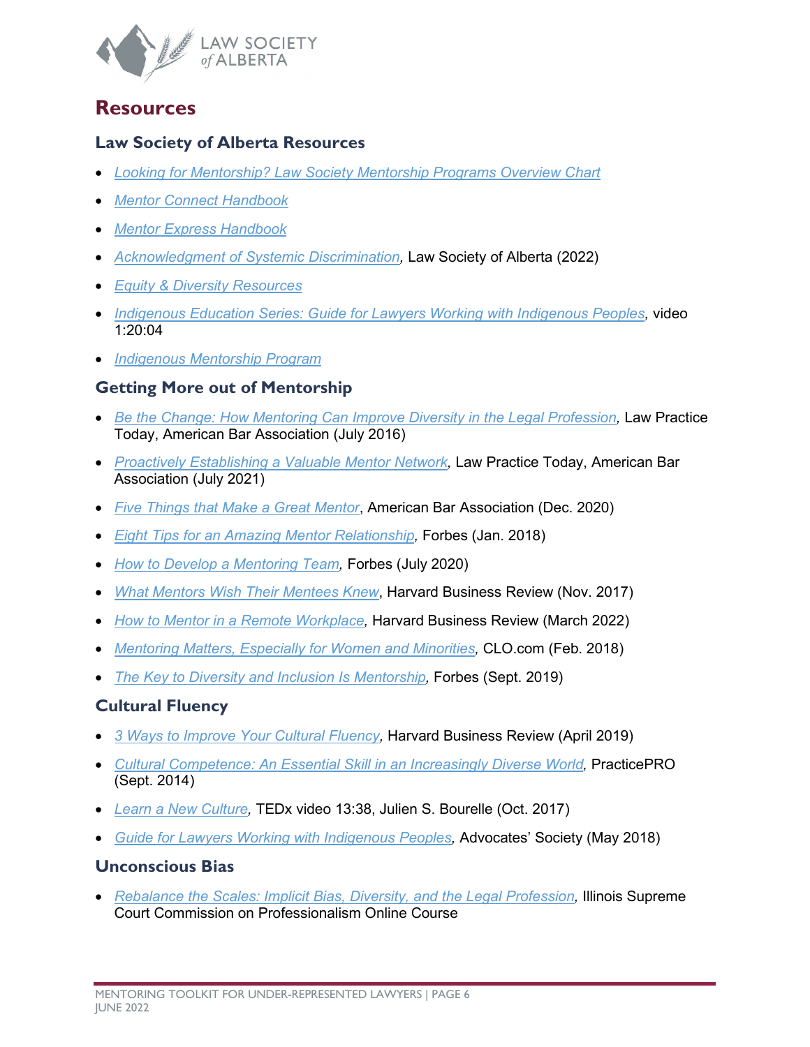# Resources

## Law Society of Alberta Resources

- *Looking for Mentorship? Law Society Mentorship Programs Overview Chart*
- *Mentor Connect Handbook*
- *Mentor Express Handbook*
- *Acknowledgment of Systemic Discrimination*, Law Society of Alberta (2022)
- *Equity & Diversity Resources*
- *Indigenous Education Series: Guide for Lawyers Working with Indigenous Peoples*, video 1:20:04
- *Indigenous Mentorship Program*

## Getting More out of Mentorship

- *Be the Change: How Mentoring Can Improve Diversity in the Legal Profession*, Law Practice Today, American Bar Association (July 2016)
- *Proactively Establishing a Valuable Mentor Network*, Law Practice Today, American Bar Association (July 2021)
- *Five Things that Make a Great Mentor*, American Bar Association (Dec. 2020)
- *Eight Tips for an Amazing Mentor Relationship*, Forbes (Jan. 2018)
- *How to Develop a Mentoring Team*, Forbes (July 2020)
- *What Mentors Wish Their Mentees Knew*, Harvard Business Review (Nov. 2017)
- *How to Mentor in a Remote Workplace*, Harvard Business Review (March 2022)
- *Mentoring Matters, Especially for Women and Minorities*, CLO.com (Feb. 2018)
- *The Key to Diversity and Inclusion Is Mentorship*, Forbes (Sept. 2019)

## Cultural Fluency

- *3 Ways to Improve Your Cultural Fluency*, Harvard Business Review (April 2019)
- *Cultural Competence: An Essential Skill in an Increasingly Diverse World*, PracticePRO (Sept. 2014)
- *Learn a New Culture*, TEDx video 13:38, Julien S. Bourelle (Oct. 2017)
- *Guide for Lawyers Working with Indigenous Peoples*, Advocates' Society (May 2018)

## Unconscious Bias

- *Rebalance the Scales: Implicit Bias, Diversity, and the Legal Profession*, Illinois Supreme Court Commission on Professionalism Online Course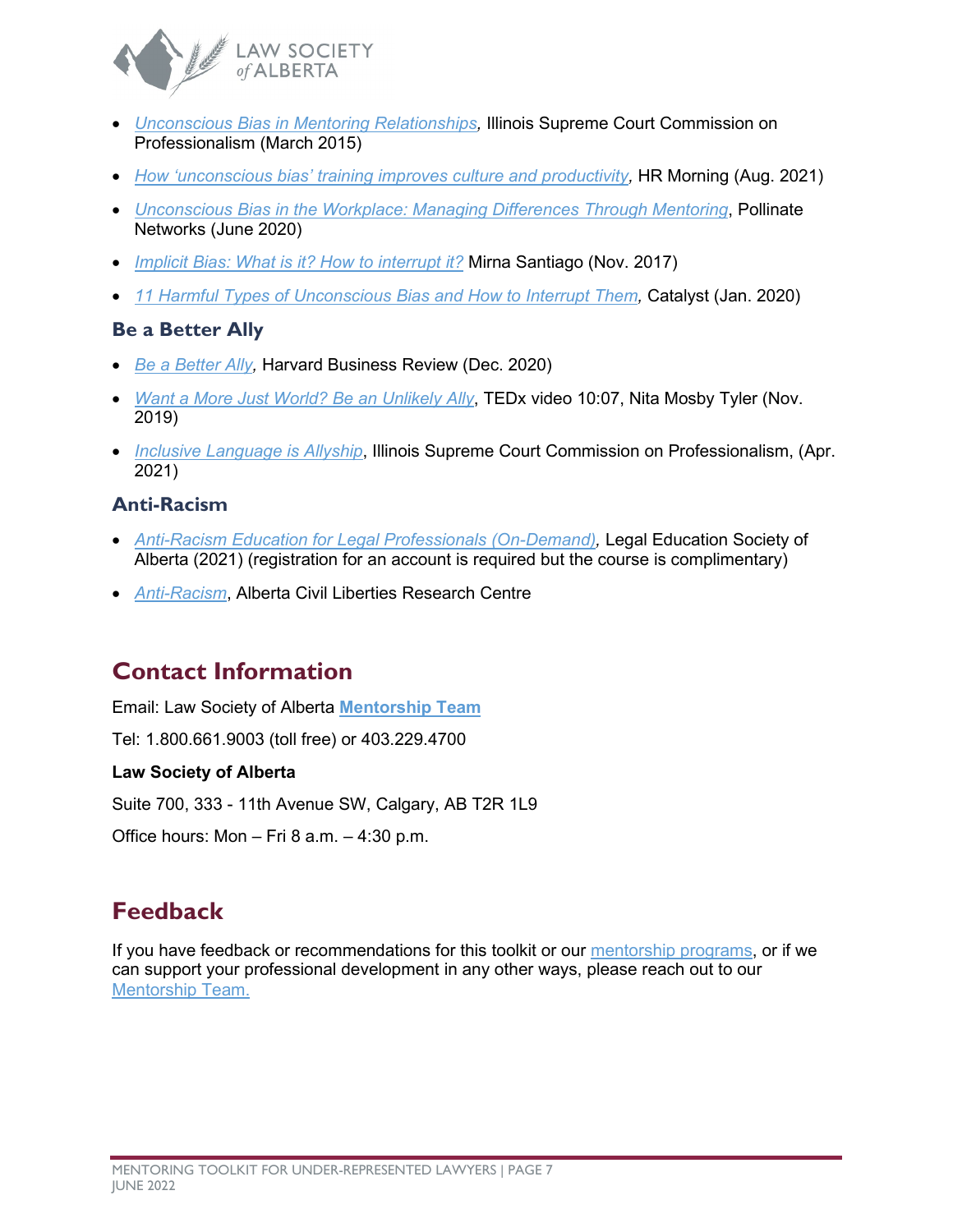- *Unconscious Bias in Mentoring Relationships,* Illinois Supreme Court Commission on Professionalism (March 2015)
- *How 'unconscious bias' training improves culture and productivity*, HR Morning (Aug. 2021)
- *Unconscious Bias in the Workplace: Managing Differences Through Mentoring*, Pollinate Networks (June 2020)
- *Implicit Bias: What is it? How to interrupt it?* Mirna Santiago (Nov. 2017)
- *11 Harmful Types of Unconscious Bias and How to Interrupt Them,* Catalyst (Jan. 2020)

### Be a Better Ally

- *Be a Better Ally,* Harvard Business Review (Dec. 2020)
- *Want a More Just World? Be an Unlikely Ally*, TEDx video 10:07, Nita Mosby Tyler (Nov. 2019)
- *Inclusive Language is Allyship*, Illinois Supreme Court Commission on Professionalism, (Apr. 2021)

### Anti-Racism

- *Anti-Racism Education for Legal Professionals (On-Demand),* Legal Education Society of Alberta (2021) (registration for an account is required but the course is complimentary)
- *Anti-Racism*, Alberta Civil Liberties Research Centre

## Contact Information

Email: Law Society of Alberta **Mentorship Team**

Tel: 1.800.661.9003 (toll free) or 403.229.4700

**Law Society of Alberta**

Suite 700, 333 - 11th Avenue SW, Calgary, AB T2R 1L9

Office hours: Mon – Fri 8 a.m. – 4:30 p.m.

## Feedback

If you have feedback or recommendations for this toolkit or our mentorship programs, or if we can support your professional development in any other ways, please reach out to our Mentorship Team.